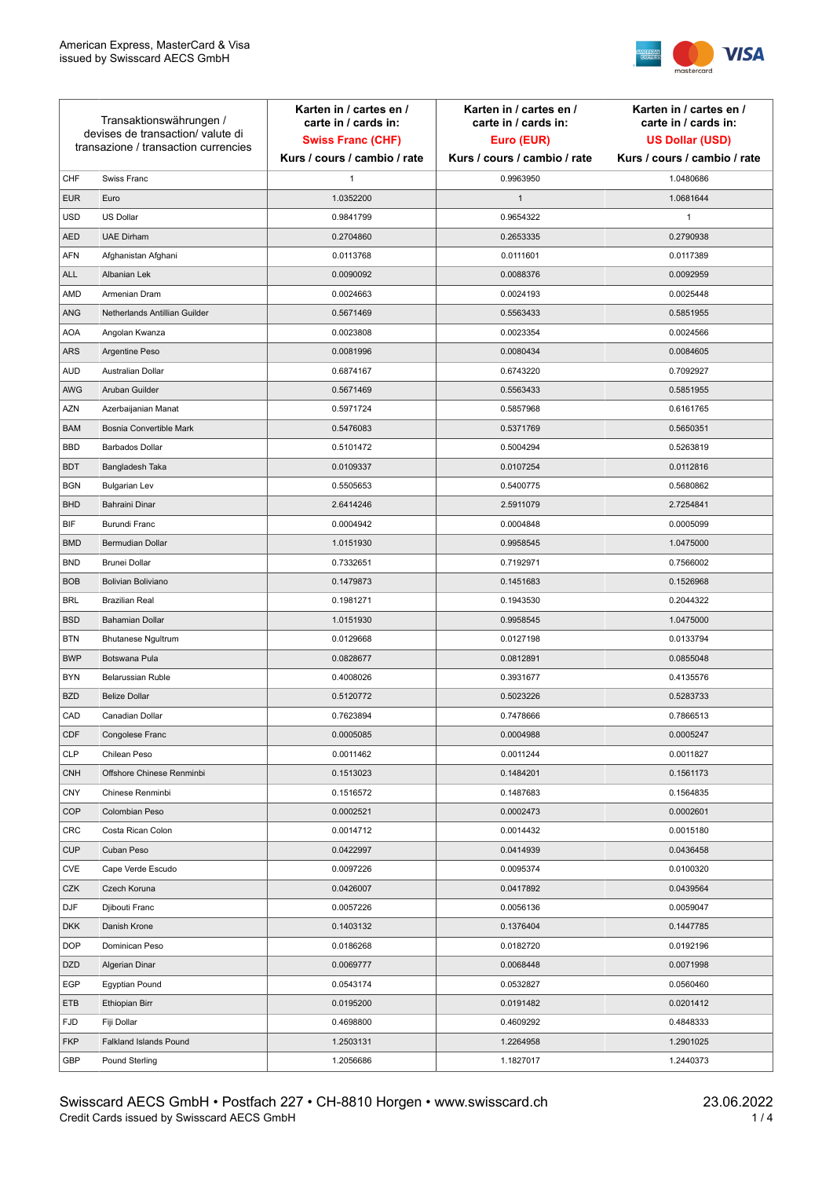American Express, MasterCard & Visa
issued by Swisscard AECS GmbH

| Transaktionswährungen / devises de transaction/ valute di transazione / transaction currencies | | Karten in / cartes en / carte in / cards in: **Swiss Franc (CHF)** Kurs / cours / cambio / rate | Karten in / cartes en / carte in / cards in: **Euro (EUR)** Kurs / cours / cambio / rate | Karten in / cartes en / carte in / cards in: **US Dollar (USD)** Kurs / cours / cambio / rate |
|---|---|---|---|---|
| CHF | Swiss Franc | 1 | 0.9963950 | 1.0480686 |
| EUR | Euro | 1.0352200 | 1 | 1.0681644 |
| USD | US Dollar | 0.9841799 | 0.9654322 | 1 |
| AED | UAE Dirham | 0.2704860 | 0.2653335 | 0.2790938 |
| AFN | Afghanistan Afghani | 0.0113768 | 0.0111601 | 0.0117389 |
| ALL | Albanian Lek | 0.0090092 | 0.0088376 | 0.0092959 |
| AMD | Armenian Dram | 0.0024663 | 0.0024193 | 0.0025448 |
| ANG | Netherlands Antillian Guilder | 0.5671469 | 0.5563433 | 0.5851955 |
| AOA | Angolan Kwanza | 0.0023808 | 0.0023354 | 0.0024566 |
| ARS | Argentine Peso | 0.0081996 | 0.0080434 | 0.0084605 |
| AUD | Australian Dollar | 0.6874167 | 0.6743220 | 0.7092927 |
| AWG | Aruban Guilder | 0.5671469 | 0.5563433 | 0.5851955 |
| AZN | Azerbaijanian Manat | 0.5971724 | 0.5857968 | 0.6161765 |
| BAM | Bosnia Convertible Mark | 0.5476083 | 0.5371769 | 0.5650351 |
| BBD | Barbados Dollar | 0.5101472 | 0.5004294 | 0.5263819 |
| BDT | Bangladesh Taka | 0.0109337 | 0.0107254 | 0.0112816 |
| BGN | Bulgarian Lev | 0.5505653 | 0.5400775 | 0.5680862 |
| BHD | Bahraini Dinar | 2.6414246 | 2.5911079 | 2.7254841 |
| BIF | Burundi Franc | 0.0004942 | 0.0004848 | 0.0005099 |
| BMD | Bermudian Dollar | 1.0151930 | 0.9958545 | 1.0475000 |
| BND | Brunei Dollar | 0.7332651 | 0.7192971 | 0.7566002 |
| BOB | Bolivian Boliviano | 0.1479873 | 0.1451683 | 0.1526968 |
| BRL | Brazilian Real | 0.1981271 | 0.1943530 | 0.2044322 |
| BSD | Bahamian Dollar | 1.0151930 | 0.9958545 | 1.0475000 |
| BTN | Bhutanese Ngultrum | 0.0129668 | 0.0127198 | 0.0133794 |
| BWP | Botswana Pula | 0.0828677 | 0.0812891 | 0.0855048 |
| BYN | Belarussian Ruble | 0.4008026 | 0.3931677 | 0.4135576 |
| BZD | Belize Dollar | 0.5120772 | 0.5023226 | 0.5283733 |
| CAD | Canadian Dollar | 0.7623894 | 0.7478666 | 0.7866513 |
| CDF | Congolese Franc | 0.0005085 | 0.0004988 | 0.0005247 |
| CLP | Chilean Peso | 0.0011462 | 0.0011244 | 0.0011827 |
| CNH | Offshore Chinese Renminbi | 0.1513023 | 0.1484201 | 0.1561173 |
| CNY | Chinese Renminbi | 0.1516572 | 0.1487683 | 0.1564835 |
| COP | Colombian Peso | 0.0002521 | 0.0002473 | 0.0002601 |
| CRC | Costa Rican Colon | 0.0014712 | 0.0014432 | 0.0015180 |
| CUP | Cuban Peso | 0.0422997 | 0.0414939 | 0.0436458 |
| CVE | Cape Verde Escudo | 0.0097226 | 0.0095374 | 0.0100320 |
| CZK | Czech Koruna | 0.0426007 | 0.0417892 | 0.0439564 |
| DJF | Djibouti Franc | 0.0057226 | 0.0056136 | 0.0059047 |
| DKK | Danish Krone | 0.1403132 | 0.1376404 | 0.1447785 |
| DOP | Dominican Peso | 0.0186268 | 0.0182720 | 0.0192196 |
| DZD | Algerian Dinar | 0.0069777 | 0.0068448 | 0.0071998 |
| EGP | Egyptian Pound | 0.0543174 | 0.0532827 | 0.0560460 |
| ETB | Ethiopian Birr | 0.0195200 | 0.0191482 | 0.0201412 |
| FJD | Fiji Dollar | 0.4698800 | 0.4609292 | 0.4848333 |
| FKP | Falkland Islands Pound | 1.2503131 | 1.2264958 | 1.2901025 |
| GBP | Pound Sterling | 1.2056686 | 1.1827017 | 1.2440373 |

Swisscard AECS GmbH • Postfach 227 • CH-8810 Horgen • www.swisscard.ch
Credit Cards issued by Swisscard AECS GmbH

23.06.2022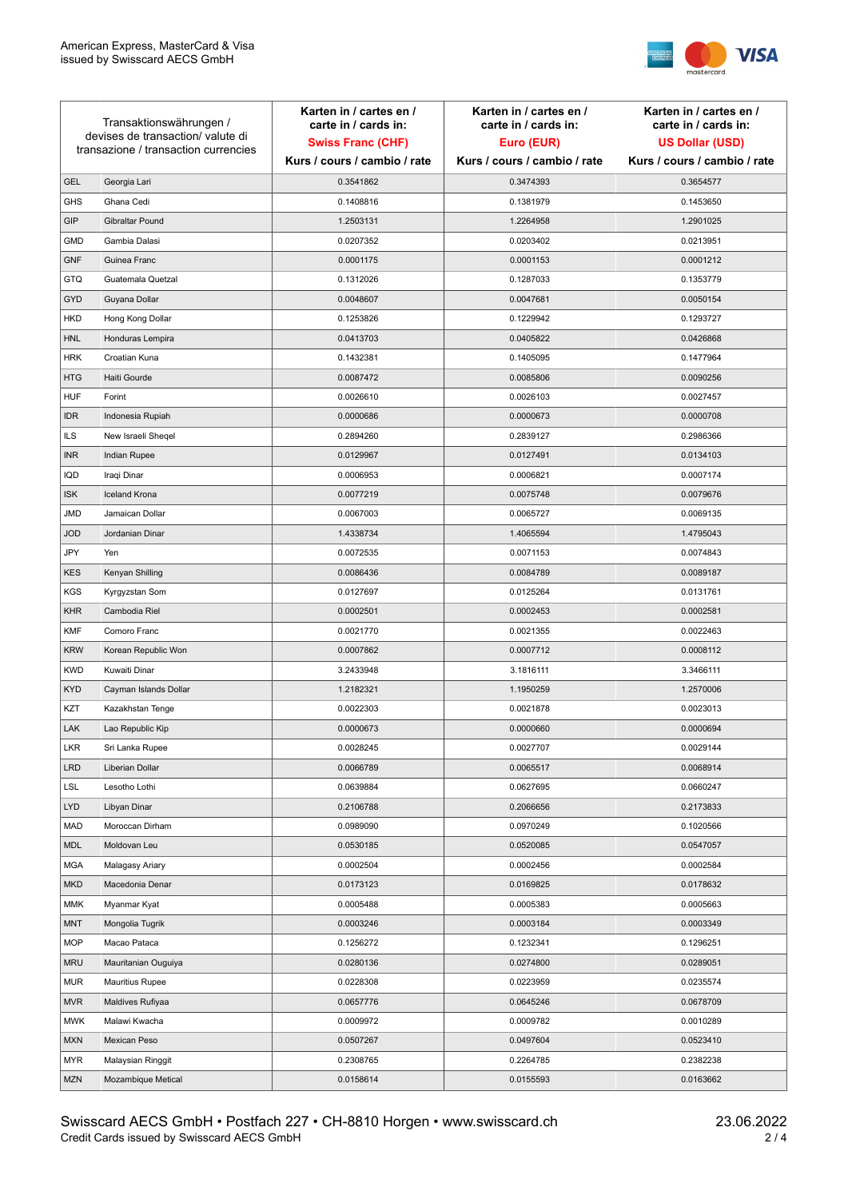| Transaktionswährungen / devises de transaction/ valute di transazione / transaction currencies | | Karten in / cartes en / carte in / cards in: **Swiss Franc (CHF)** Kurs / cours / cambio / rate | Karten in / cartes en / carte in / cards in: **Euro (EUR)** Kurs / cours / cambio / rate | Karten in / cartes en / carte in / cards in: **US Dollar (USD)** Kurs / cours / cambio / rate |
|---|---|---|---|---|
| GEL | Georgia Lari | 0.3541862 | 0.3474393 | 0.3654577 |
| GHS | Ghana Cedi | 0.1408816 | 0.1381979 | 0.1453650 |
| GIP | Gibraltar Pound | 1.2503131 | 1.2264958 | 1.2901025 |
| GMD | Gambia Dalasi | 0.0207352 | 0.0203402 | 0.0213951 |
| GNF | Guinea Franc | 0.0001175 | 0.0001153 | 0.0001212 |
| GTQ | Guatemala Quetzal | 0.1312026 | 0.1287033 | 0.1353779 |
| GYD | Guyana Dollar | 0.0048607 | 0.0047681 | 0.0050154 |
| HKD | Hong Kong Dollar | 0.1253826 | 0.1229942 | 0.1293727 |
| HNL | Honduras Lempira | 0.0413703 | 0.0405822 | 0.0426868 |
| HRK | Croatian Kuna | 0.1432381 | 0.1405095 | 0.1477964 |
| HTG | Haiti Gourde | 0.0087472 | 0.0085806 | 0.0090256 |
| HUF | Forint | 0.0026610 | 0.0026103 | 0.0027457 |
| IDR | Indonesia Rupiah | 0.0000686 | 0.0000673 | 0.0000708 |
| ILS | New Israeli Sheqel | 0.2894260 | 0.2839127 | 0.2986366 |
| INR | Indian Rupee | 0.0129967 | 0.0127491 | 0.0134103 |
| IQD | Iraqi Dinar | 0.0006953 | 0.0006821 | 0.0007174 |
| ISK | Iceland Krona | 0.0077219 | 0.0075748 | 0.0079676 |
| JMD | Jamaican Dollar | 0.0067003 | 0.0065727 | 0.0069135 |
| JOD | Jordanian Dinar | 1.4338734 | 1.4065594 | 1.4795043 |
| JPY | Yen | 0.0072535 | 0.0071153 | 0.0074843 |
| KES | Kenyan Shilling | 0.0086436 | 0.0084789 | 0.0089187 |
| KGS | Kyrgyzstan Som | 0.0127697 | 0.0125264 | 0.0131761 |
| KHR | Cambodia Riel | 0.0002501 | 0.0002453 | 0.0002581 |
| KMF | Comoro Franc | 0.0021770 | 0.0021355 | 0.0022463 |
| KRW | Korean Republic Won | 0.0007862 | 0.0007712 | 0.0008112 |
| KWD | Kuwaiti Dinar | 3.2433948 | 3.1816111 | 3.3466111 |
| KYD | Cayman Islands Dollar | 1.2182321 | 1.1950259 | 1.2570006 |
| KZT | Kazakhstan Tenge | 0.0022303 | 0.0021878 | 0.0023013 |
| LAK | Lao Republic Kip | 0.0000673 | 0.0000660 | 0.0000694 |
| LKR | Sri Lanka Rupee | 0.0028245 | 0.0027707 | 0.0029144 |
| LRD | Liberian Dollar | 0.0066789 | 0.0065517 | 0.0068914 |
| LSL | Lesotho Lothi | 0.0639884 | 0.0627695 | 0.0660247 |
| LYD | Libyan Dinar | 0.2106788 | 0.2066656 | 0.2173833 |
| MAD | Moroccan Dirham | 0.0989090 | 0.0970249 | 0.1020566 |
| MDL | Moldovan Leu | 0.0530185 | 0.0520085 | 0.0547057 |
| MGA | Malagasy Ariary | 0.0002504 | 0.0002456 | 0.0002584 |
| MKD | Macedonia Denar | 0.0173123 | 0.0169825 | 0.0178632 |
| MMK | Myanmar Kyat | 0.0005488 | 0.0005383 | 0.0005663 |
| MNT | Mongolia Tugrik | 0.0003246 | 0.0003184 | 0.0003349 |
| MOP | Macao Pataca | 0.1256272 | 0.1232341 | 0.1296251 |
| MRU | Mauritanian Ouguiya | 0.0280136 | 0.0274800 | 0.0289051 |
| MUR | Mauritius Rupee | 0.0228308 | 0.0223959 | 0.0235574 |
| MVR | Maldives Rufiyaa | 0.0657776 | 0.0645246 | 0.0678709 |
| MWK | Malawi Kwacha | 0.0009972 | 0.0009782 | 0.0010289 |
| MXN | Mexican Peso | 0.0507267 | 0.0497604 | 0.0523410 |
| MYR | Malaysian Ringgit | 0.2308765 | 0.2264785 | 0.2382238 |
| MZN | Mozambique Metical | 0.0158614 | 0.0155593 | 0.0163662 |

Swisscard AECS GmbH • Postfach 227 • CH-8810 Horgen • www.swisscard.ch
Credit Cards issued by Swisscard AECS GmbH

23.06.2022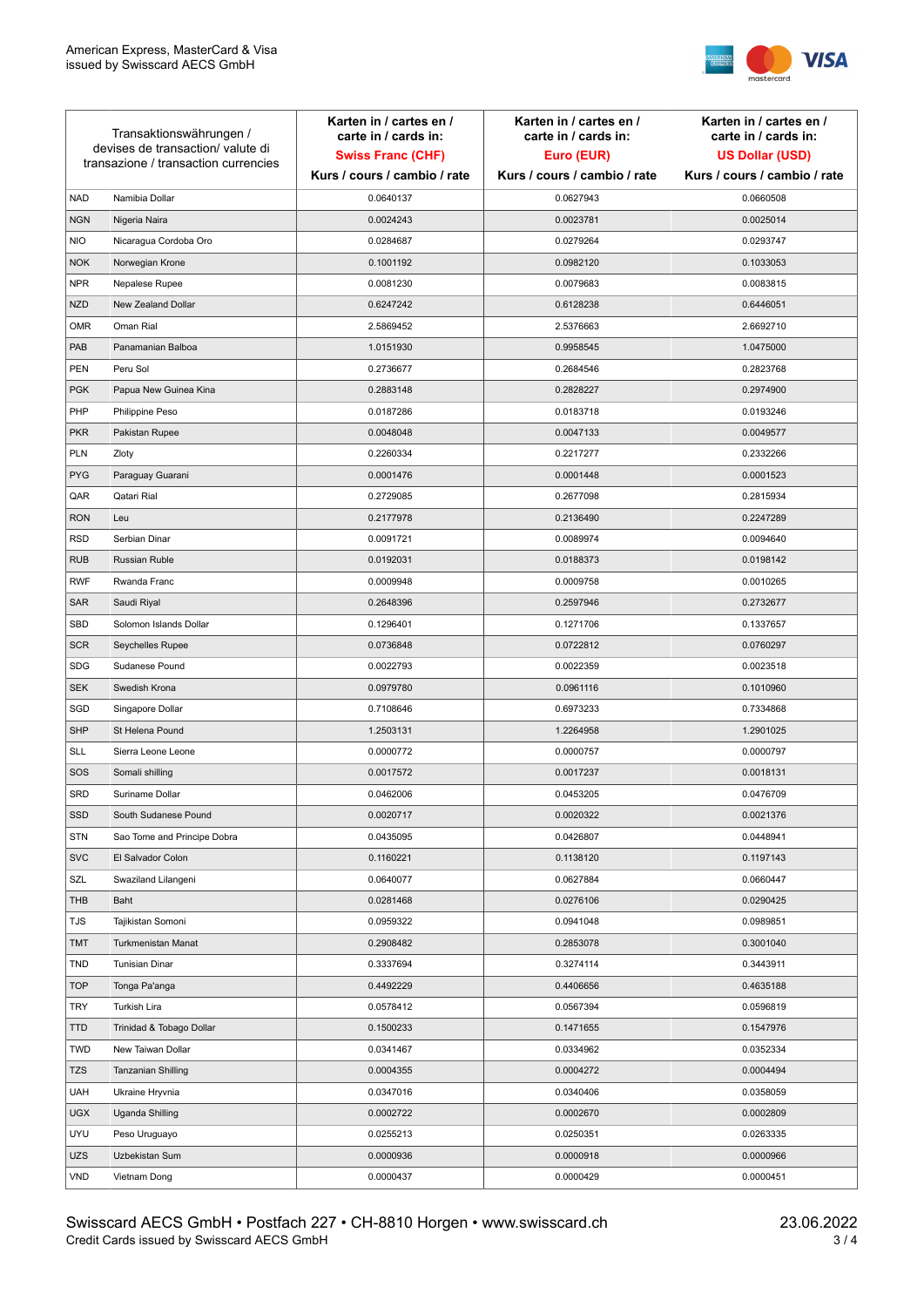| Transaktionswährungen / devises de transaction/ valute di transazione / transaction currencies | | Karten in / cartes en / carte in / cards in: **Swiss Franc (CHF)** Kurs / cours / cambio / rate | Karten in / cartes en / carte in / cards in: **Euro (EUR)** Kurs / cours / cambio / rate | Karten in / cartes en / carte in / cards in: **US Dollar (USD)** Kurs / cours / cambio / rate |
|---|---|---|---|---|
| NAD | Namibia Dollar | 0.0640137 | 0.0627943 | 0.0660508 |
| NGN | Nigeria Naira | 0.0024243 | 0.0023781 | 0.0025014 |
| NIO | Nicaragua Cordoba Oro | 0.0284687 | 0.0279264 | 0.0293747 |
| NOK | Norwegian Krone | 0.1001192 | 0.0982120 | 0.1033053 |
| NPR | Nepalese Rupee | 0.0081230 | 0.0079683 | 0.0083815 |
| NZD | New Zealand Dollar | 0.6247242 | 0.6128238 | 0.6446051 |
| OMR | Oman Rial | 2.5869452 | 2.5376663 | 2.6692710 |
| PAB | Panamanian Balboa | 1.0151930 | 0.9958545 | 1.0475000 |
| PEN | Peru Sol | 0.2736677 | 0.2684546 | 0.2823768 |
| PGK | Papua New Guinea Kina | 0.2883148 | 0.2828227 | 0.2974900 |
| PHP | Philippine Peso | 0.0187286 | 0.0183718 | 0.0193246 |
| PKR | Pakistan Rupee | 0.0048048 | 0.0047133 | 0.0049577 |
| PLN | Zloty | 0.2260334 | 0.2217277 | 0.2332266 |
| PYG | Paraguay Guarani | 0.0001476 | 0.0001448 | 0.0001523 |
| QAR | Qatari Rial | 0.2729085 | 0.2677098 | 0.2815934 |
| RON | Leu | 0.2177978 | 0.2136490 | 0.2247289 |
| RSD | Serbian Dinar | 0.0091721 | 0.0089974 | 0.0094640 |
| RUB | Russian Ruble | 0.0192031 | 0.0188373 | 0.0198142 |
| RWF | Rwanda Franc | 0.0009948 | 0.0009758 | 0.0010265 |
| SAR | Saudi Riyal | 0.2648396 | 0.2597946 | 0.2732677 |
| SBD | Solomon Islands Dollar | 0.1296401 | 0.1271706 | 0.1337657 |
| SCR | Seychelles Rupee | 0.0736848 | 0.0722812 | 0.0760297 |
| SDG | Sudanese Pound | 0.0022793 | 0.0022359 | 0.0023518 |
| SEK | Swedish Krona | 0.0979780 | 0.0961116 | 0.1010960 |
| SGD | Singapore Dollar | 0.7108646 | 0.6973233 | 0.7334868 |
| SHP | St Helena Pound | 1.2503131 | 1.2264958 | 1.2901025 |
| SLL | Sierra Leone Leone | 0.0000772 | 0.0000757 | 0.0000797 |
| SOS | Somali shilling | 0.0017572 | 0.0017237 | 0.0018131 |
| SRD | Suriname Dollar | 0.0462006 | 0.0453205 | 0.0476709 |
| SSD | South Sudanese Pound | 0.0020717 | 0.0020322 | 0.0021376 |
| STN | Sao Tome and Principe Dobra | 0.0435095 | 0.0426807 | 0.0448941 |
| SVC | El Salvador Colon | 0.1160221 | 0.1138120 | 0.1197143 |
| SZL | Swaziland Lilangeni | 0.0640077 | 0.0627884 | 0.0660447 |
| THB | Baht | 0.0281468 | 0.0276106 | 0.0290425 |
| TJS | Tajikistan Somoni | 0.0959322 | 0.0941048 | 0.0989851 |
| TMT | Turkmenistan Manat | 0.2908482 | 0.2853078 | 0.3001040 |
| TND | Tunisian Dinar | 0.3337694 | 0.3274114 | 0.3443911 |
| TOP | Tonga Pa'anga | 0.4492229 | 0.4406656 | 0.4635188 |
| TRY | Turkish Lira | 0.0578412 | 0.0567394 | 0.0596819 |
| TTD | Trinidad & Tobago Dollar | 0.1500233 | 0.1471655 | 0.1547976 |
| TWD | New Taiwan Dollar | 0.0341467 | 0.0334962 | 0.0352334 |
| TZS | Tanzanian Shilling | 0.0004355 | 0.0004272 | 0.0004494 |
| UAH | Ukraine Hryvnia | 0.0347016 | 0.0340406 | 0.0358059 |
| UGX | Uganda Shilling | 0.0002722 | 0.0002670 | 0.0002809 |
| UYU | Peso Uruguayo | 0.0255213 | 0.0250351 | 0.0263335 |
| UZS | Uzbekistan Sum | 0.0000936 | 0.0000918 | 0.0000966 |
| VND | Vietnam Dong | 0.0000437 | 0.0000429 | 0.0000451 |

Swisscard AECS GmbH • Postfach 227 • CH-8810 Horgen • www.swisscard.ch
Credit Cards issued by Swisscard AECS GmbH

23.06.2022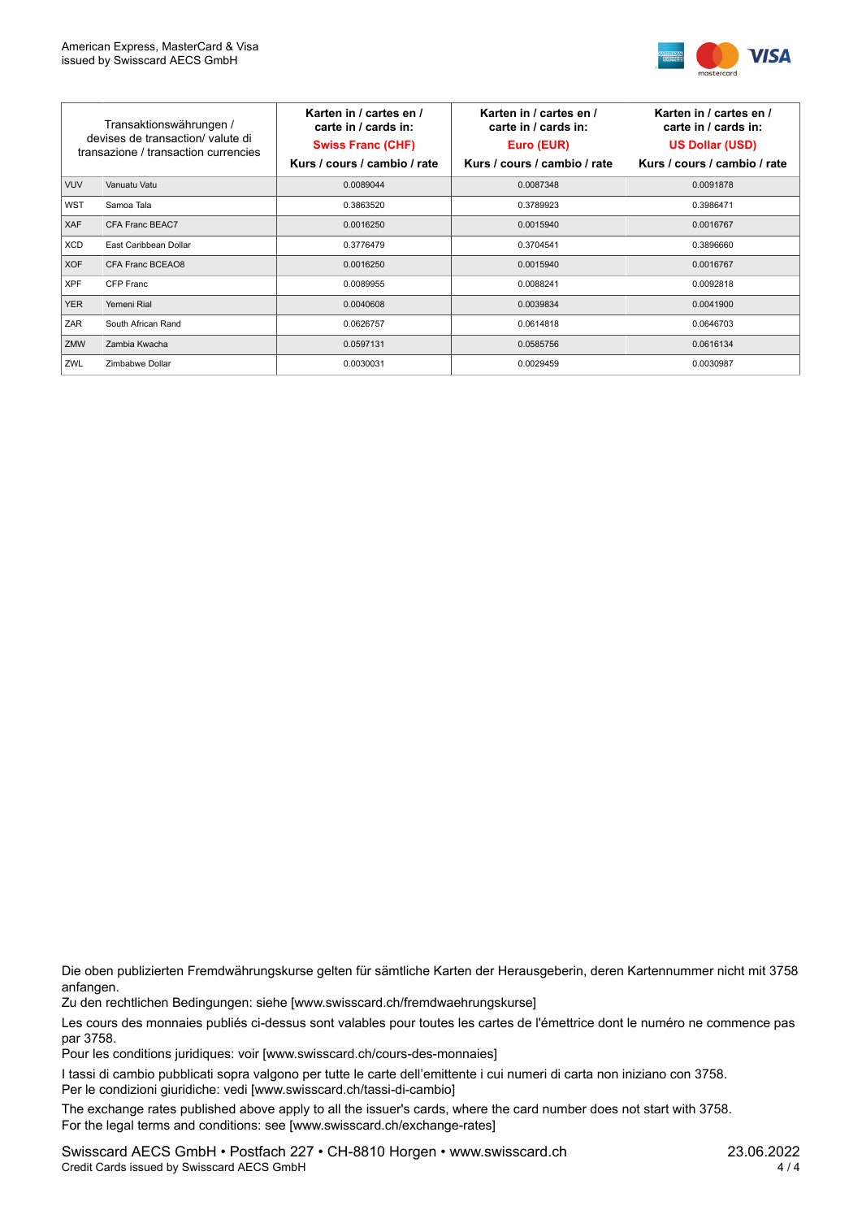| Transaktionswährungen / devises de transaction/ valute di transazione / transaction currencies | | Karten in / cartes en / carte in / cards in: **Swiss Franc (CHF)** Kurs / cours / cambio / rate | Karten in / cartes en / carte in / cards in: **Euro (EUR)** Kurs / cours / cambio / rate | Karten in / cartes en / carte in / cards in: **US Dollar (USD)** Kurs / cours / cambio / rate |
|---|---|---|---|---|
| VUV | Vanuatu Vatu | 0.0089044 | 0.0087348 | 0.0091878 |
| WST | Samoa Tala | 0.3863520 | 0.3789923 | 0.3986471 |
| XAF | CFA Franc BEAC7 | 0.0016250 | 0.0015940 | 0.0016767 |
| XCD | East Caribbean Dollar | 0.3776479 | 0.3704541 | 0.3896660 |
| XOF | CFA Franc BCEAO8 | 0.0016250 | 0.0015940 | 0.0016767 |
| XPF | CFP Franc | 0.0089955 | 0.0088241 | 0.0092818 |
| YER | Yemeni Rial | 0.0040608 | 0.0039834 | 0.0041900 |
| ZAR | South African Rand | 0.0626757 | 0.0614818 | 0.0646703 |
| ZMW | Zambia Kwacha | 0.0597131 | 0.0585756 | 0.0616134 |
| ZWL | Zimbabwe Dollar | 0.0030031 | 0.0029459 | 0.0030987 |

Die oben publizierten Fremdwährungskurse gelten für sämtliche Karten der Herausgeberin, deren Kartennummer nicht mit 3758 anfangen.
Zu den rechtlichen Bedingungen: siehe [www.swisscard.ch/fremdwaehrungskurse]

Les cours des monnaies publiés ci-dessus sont valables pour toutes les cartes de l'émettrice dont le numéro ne commence pas par 3758.
Pour les conditions juridiques: voir [www.swisscard.ch/cours-des-monnaies]

I tassi di cambio pubblicati sopra valgono per tutte le carte dell'emittente i cui numeri di carta non iniziano con 3758.
Per le condizioni giuridiche: vedi [www.swisscard.ch/tassi-di-cambio]

The exchange rates published above apply to all the issuer's cards, where the card number does not start with 3758.
For the legal terms and conditions: see [www.swisscard.ch/exchange-rates]

Swisscard AECS GmbH • Postfach 227 • CH-8810 Horgen • www.swisscard.ch
Credit Cards issued by Swisscard AECS GmbH

23.06.2022